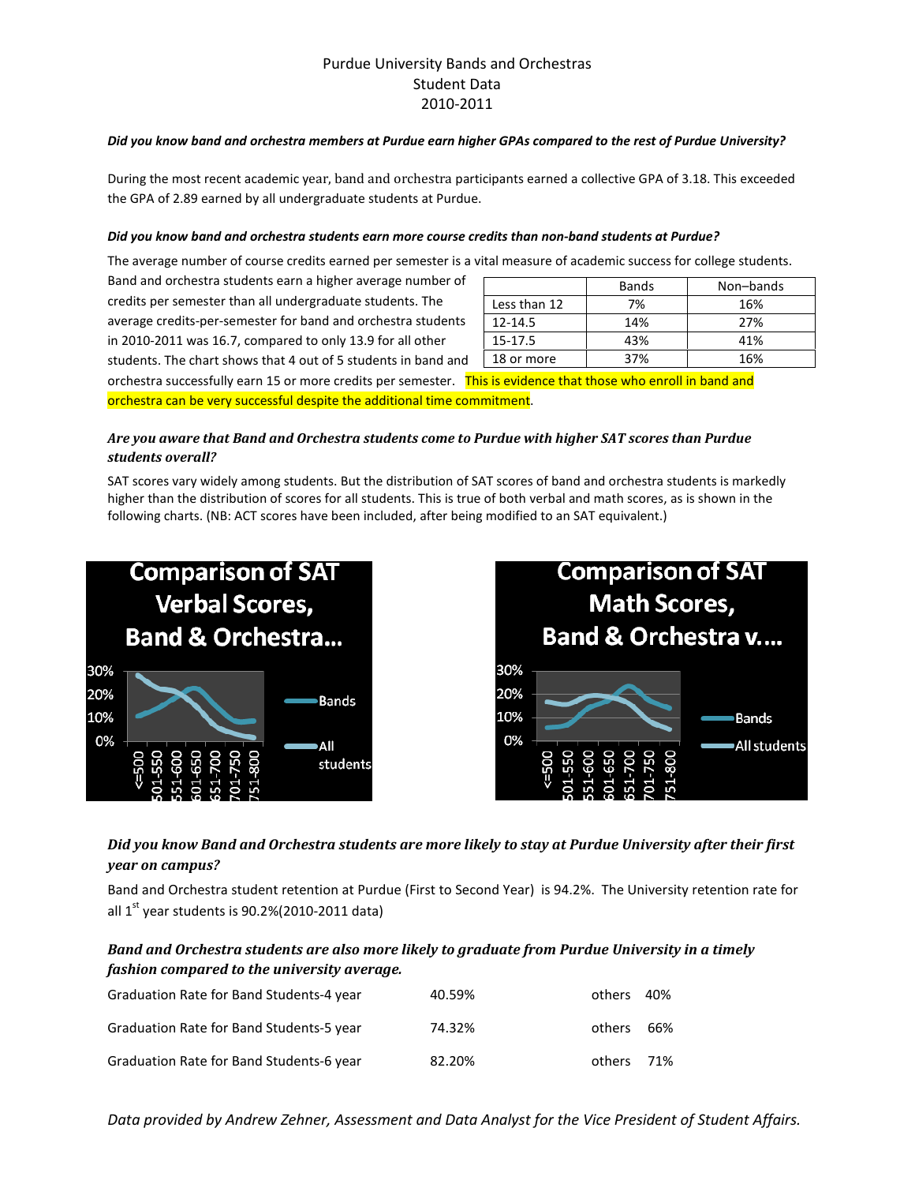# Purdue University Bands and Orchestras
## Student Data
## 2010-2011

***Did you know band and orchestra members at Purdue earn higher GPAs compared to the rest of Purdue University?***

During the most recent academic year, band and orchestra participants earned a collective GPA of 3.18. This exceeded the GPA of 2.89 earned by all undergraduate students at Purdue.

***Did you know band and orchestra students earn more course credits than non-band students at Purdue?***

The average number of course credits earned per semester is a vital measure of academic success for college students. Band and orchestra students earn a higher average number of credits per semester than all undergraduate students. The average credits-per-semester for band and orchestra students in 2010-2011 was 16.7, compared to only 13.9 for all other students. The chart shows that 4 out of 5 students in band and orchestra successfully earn 15 or more credits per semester. This is evidence that those who enroll in band and orchestra can be very successful despite the additional time commitment.

| | Bands | Non–bands |
|---|---|---|
| Less than 12 | 7% | 16% |
| 12-14.5 | 14% | 27% |
| 15-17.5 | 43% | 41% |
| 18 or more | 37% | 16% |

***Are you aware that Band and Orchestra students come to Purdue with higher SAT scores than Purdue students overall?***

SAT scores vary widely among students. But the distribution of SAT scores of band and orchestra students is markedly higher than the distribution of scores for all students. This is true of both verbal and math scores, as is shown in the following charts. (NB: ACT scores have been included, after being modified to an SAT equivalent.)

**Comparison of SAT Verbal Scores, Band & Orchestra...**

**Comparison of SAT Math Scores, Band & Orchestra v....**

***Did you know Band and Orchestra students are more likely to stay at Purdue University after their first year on campus?***

Band and Orchestra student retention at Purdue (First to Second Year) is 94.2%. The University retention rate for all 1st year students is 90.2%(2010-2011 data)

***Band and Orchestra students are also more likely to graduate from Purdue University in a timely fashion compared to the university average.***

| | | |
|---|---|---|
| Graduation Rate for Band Students-4 year | 40.59% | others 40% |
| Graduation Rate for Band Students-5 year | 74.32% | others 66% |
| Graduation Rate for Band Students-6 year | 82.20% | others 71% |

*Data provided by Andrew Zehner, Assessment and Data Analyst for the Vice President of Student Affairs.*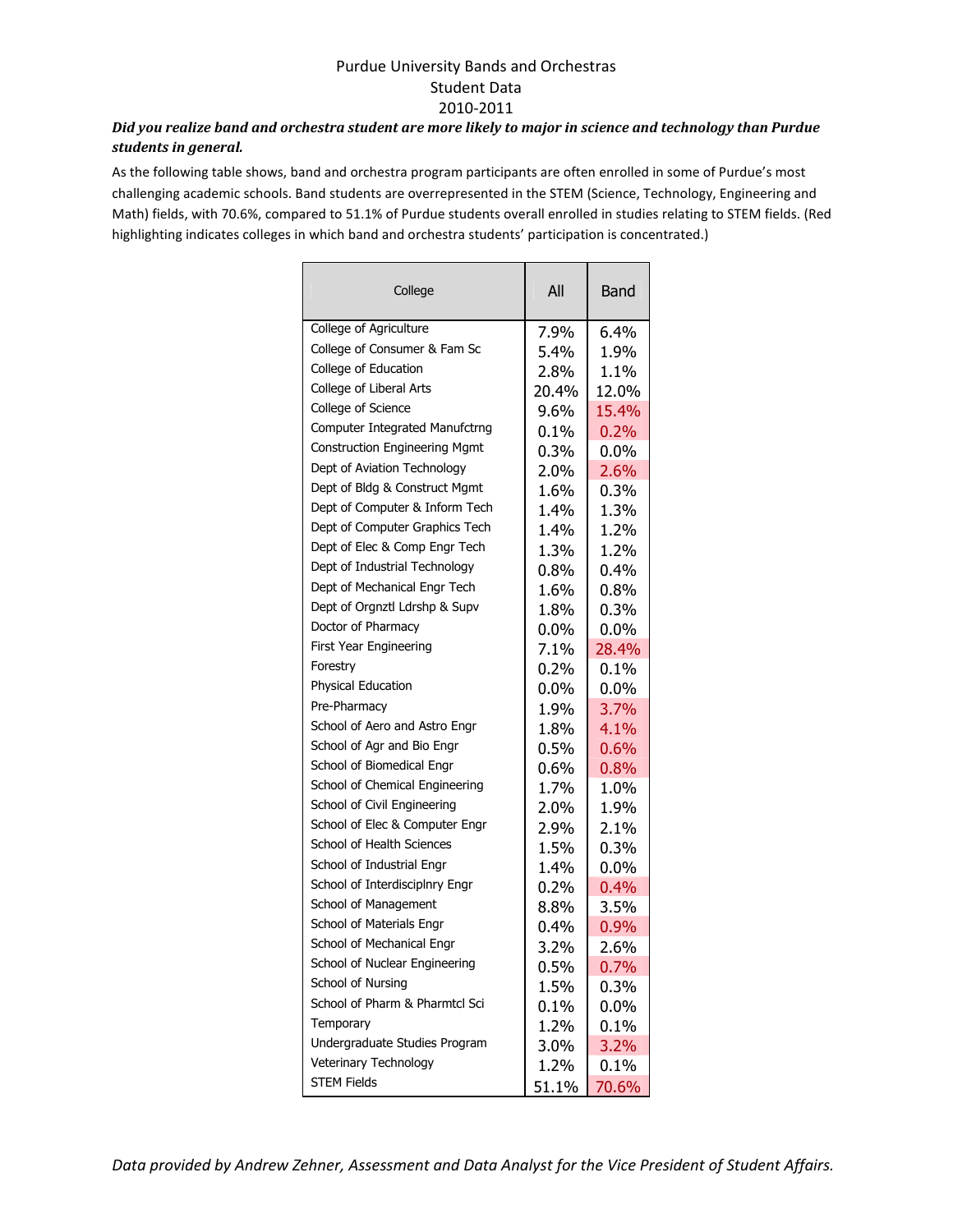Purdue University Bands and Orchestras
Student Data
2010-2011

***Did you realize band and orchestra student are more likely to major in science and technology than Purdue students in general.***

As the following table shows, band and orchestra program participants are often enrolled in some of Purdue's most challenging academic schools. Band students are overrepresented in the STEM (Science, Technology, Engineering and Math) fields, with 70.6%, compared to 51.1% of Purdue students overall enrolled in studies relating to STEM fields. (Red highlighting indicates colleges in which band and orchestra students' participation is concentrated.)

| College | All | Band |
|---|---|---|
| College of Agriculture | 7.9% | 6.4% |
| College of Consumer & Fam Sc | 5.4% | 1.9% |
| College of Education | 2.8% | 1.1% |
| College of Liberal Arts | 20.4% | 12.0% |
| College of Science | 9.6% | 15.4% |
| Computer Integrated Manufctrng | 0.1% | 0.2% |
| Construction Engineering Mgmt | 0.3% | 0.0% |
| Dept of Aviation Technology | 2.0% | 2.6% |
| Dept of Bldg & Construct Mgmt | 1.6% | 0.3% |
| Dept of Computer & Inform Tech | 1.4% | 1.3% |
| Dept of Computer Graphics Tech | 1.4% | 1.2% |
| Dept of Elec & Comp Engr Tech | 1.3% | 1.2% |
| Dept of Industrial Technology | 0.8% | 0.4% |
| Dept of Mechanical Engr Tech | 1.6% | 0.8% |
| Dept of Orgnztl Ldrshp & Supv | 1.8% | 0.3% |
| Doctor of Pharmacy | 0.0% | 0.0% |
| First Year Engineering | 7.1% | 28.4% |
| Forestry | 0.2% | 0.1% |
| Physical Education | 0.0% | 0.0% |
| Pre-Pharmacy | 1.9% | 3.7% |
| School of Aero and Astro Engr | 1.8% | 4.1% |
| School of Agr and Bio Engr | 0.5% | 0.6% |
| School of Biomedical Engr | 0.6% | 0.8% |
| School of Chemical Engineering | 1.7% | 1.0% |
| School of Civil Engineering | 2.0% | 1.9% |
| School of Elec & Computer Engr | 2.9% | 2.1% |
| School of Health Sciences | 1.5% | 0.3% |
| School of Industrial Engr | 1.4% | 0.0% |
| School of Interdisciplnry Engr | 0.2% | 0.4% |
| School of Management | 8.8% | 3.5% |
| School of Materials Engr | 0.4% | 0.9% |
| School of Mechanical Engr | 3.2% | 2.6% |
| School of Nuclear Engineering | 0.5% | 0.7% |
| School of Nursing | 1.5% | 0.3% |
| School of Pharm & Pharmtcl Sci | 0.1% | 0.0% |
| Temporary | 1.2% | 0.1% |
| Undergraduate Studies Program | 3.0% | 3.2% |
| Veterinary Technology | 1.2% | 0.1% |
| STEM Fields | 51.1% | 70.6% |

*Data provided by Andrew Zehner, Assessment and Data Analyst for the Vice President of Student Affairs.*